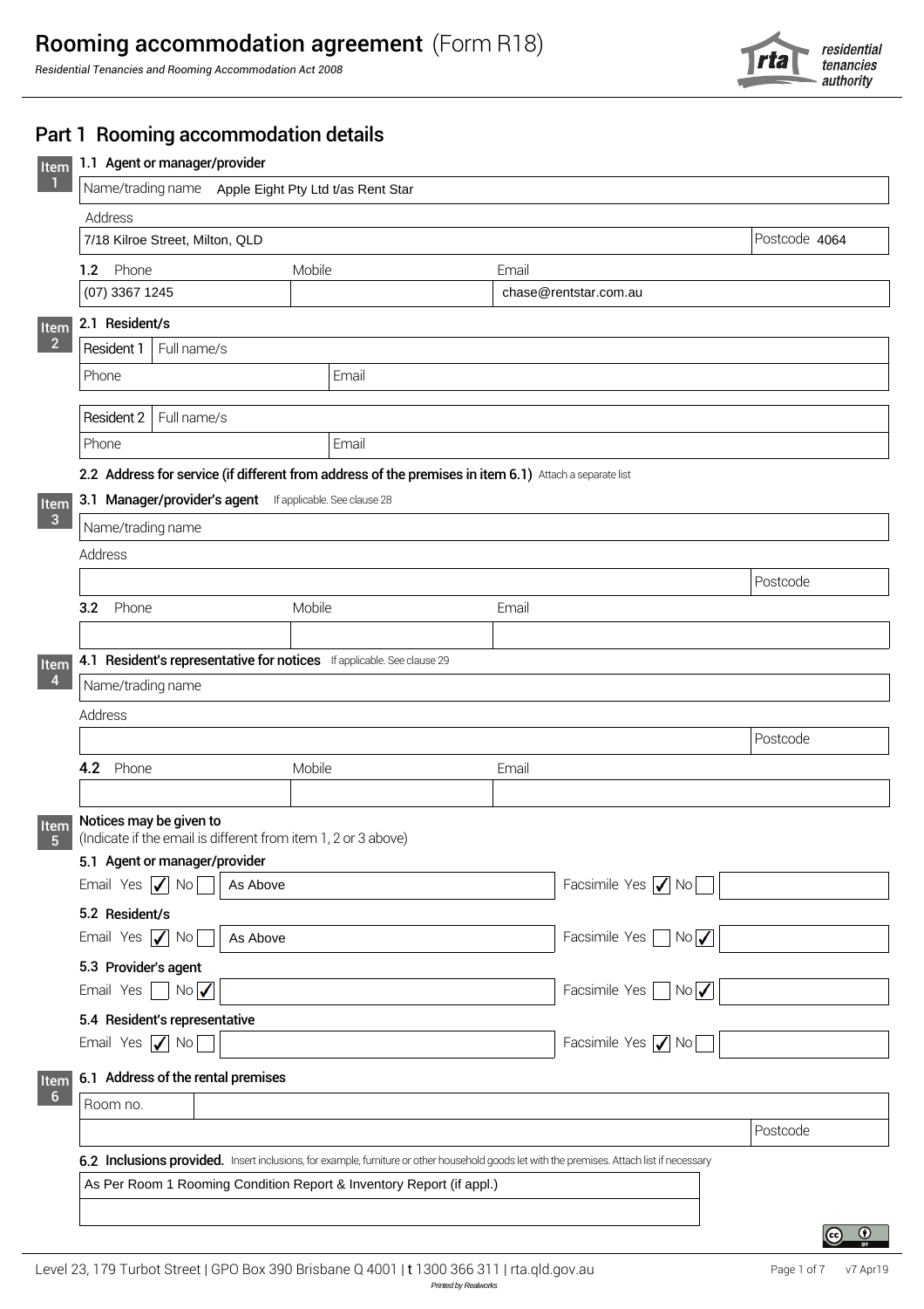# Rooming accommodation agreement (Form R18)

*Residential Tenancies and Rooming Accommodation Act 2008*

residential tenancies authority

## Part 1 Rooming accommodation details

### Item 1

**1.1 Agent or manager/provider**

Name/trading name: Apple Eight Pty Ltd t/as Rent Star

Address: 7/18 Kilroe Street, Milton, QLD — Postcode: 4064

| 1.2 Phone | Mobile | Email |
|---|---|---|
| (07) 3367 1245 | | chase@rentstar.com.au |

### Item 2

**2.1 Resident/s**

| Resident 1 | Full name/s | |
|---|---|---|
| Phone | | Email |

| Resident 2 | Full name/s | |
|---|---|---|
| Phone | | Email |

**2.2 Address for service (if different from address of the premises in item 6.1)** Attach a separate list

### Item 3

**3.1 Manager/provider's agent** If applicable. See clause 28

Name/trading name:

Address: — Postcode:

| 3.2 Phone | Mobile | Email |
|---|---|---|
| | | |

### Item 4

**4.1 Resident's representative for notices** If applicable. See clause 29

Name/trading name:

Address: — Postcode:

| 4.2 Phone | Mobile | Email |
|---|---|---|
| | | |

### Item 5

**Notices may be given to**

(Indicate if the email is different from item 1, 2 or 3 above)

**5.1 Agent or manager/provider**

Email Yes ☑ No ☐ As Above — Facsimile Yes ☑ No ☐

**5.2 Resident/s**

Email Yes ☑ No ☐ As Above — Facsimile Yes ☐ No ☑

**5.3 Provider's agent**

Email Yes ☐ No ☑ — Facsimile Yes ☐ No ☑

**5.4 Resident's representative**

Email Yes ☑ No ☐ — Facsimile Yes ☑ No ☐

### Item 6

**6.1 Address of the rental premises**

Room no.:

Postcode:

**6.2 Inclusions provided.** Insert inclusions, for example, furniture or other household goods let with the premises. Attach list if necessary

As Per Room 1 Rooming Condition Report & Inventory Report (if appl.)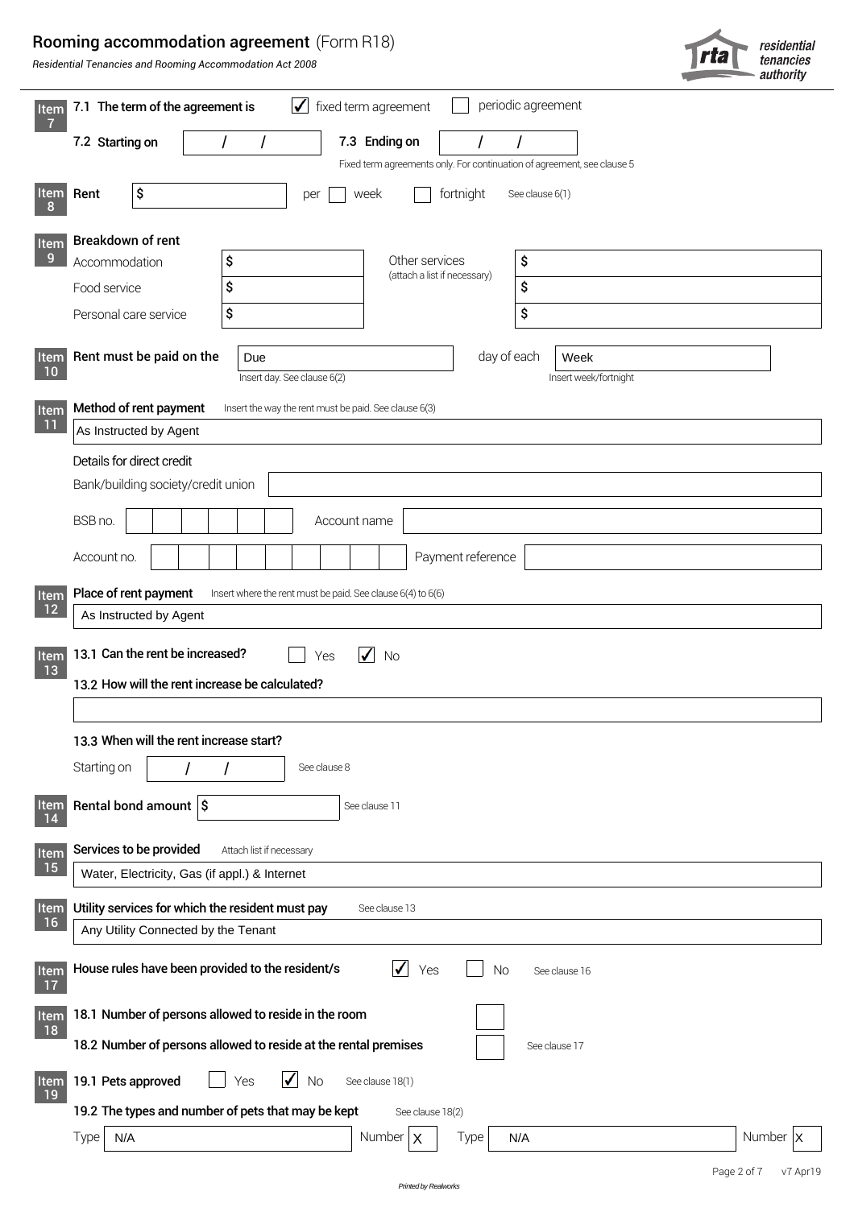# Rooming accommodation agreement (Form R18)

*Residential Tenancies and Rooming Accommodation Act 2008*

**Item 7**

**7.1 The term of the agreement is** ☑ fixed term agreement ☐ periodic agreement

**7.2 Starting on** / /

**7.3 Ending on** / /

Fixed term agreements only. For continuation of agreement, see clause 5

**Item 8**

**Rent** $ per ☐ week ☐ fortnight — See clause 6(1)

**Item 9**

**Breakdown of rent**

| | | | |
|---|---|---|---|
| Accommodation | $ | Other services (attach a list if necessary) | $ |
| Food service | $ | | $ |
| Personal care service | $ | | $ |

**Item 10**

**Rent must be paid on the** Due day of each Week

Insert day. See clause 6(2) — Insert week/fortnight

**Item 11**

**Method of rent payment** Insert the way the rent must be paid. See clause 6(3)

As Instructed by Agent

Details for direct credit

Bank/building society/credit union:

BSB no.: Account name:

Account no.: Payment reference:

**Item 12**

**Place of rent payment** Insert where the rent must be paid. See clause 6(4) to 6(6)

As Instructed by Agent

**Item 13**

**13.1 Can the rent be increased?** ☐ Yes ☑ No

**13.2 How will the rent increase be calculated?**

**13.3 When will the rent increase start?**

Starting on / / — See clause 8

**Item 14**

**Rental bond amount** $ — See clause 11

**Item 15**

**Services to be provided** Attach list if necessary

Water, Electricity, Gas (if appl.) & Internet

**Item 16**

**Utility services for which the resident must pay** See clause 13

Any Utility Connected by the Tenant

**Item 17**

**House rules have been provided to the resident/s** ☑ Yes ☐ No — See clause 16

**Item 18**

**18.1 Number of persons allowed to reside in the room**

**18.2 Number of persons allowed to reside at the rental premises** — See clause 17

**Item 19**

**19.1 Pets approved** ☐ Yes ☑ No — See clause 18(1)

**19.2 The types and number of pets that may be kept** See clause 18(2)

Type: N/A Number: X Type: N/A Number: X

Printed by Realworks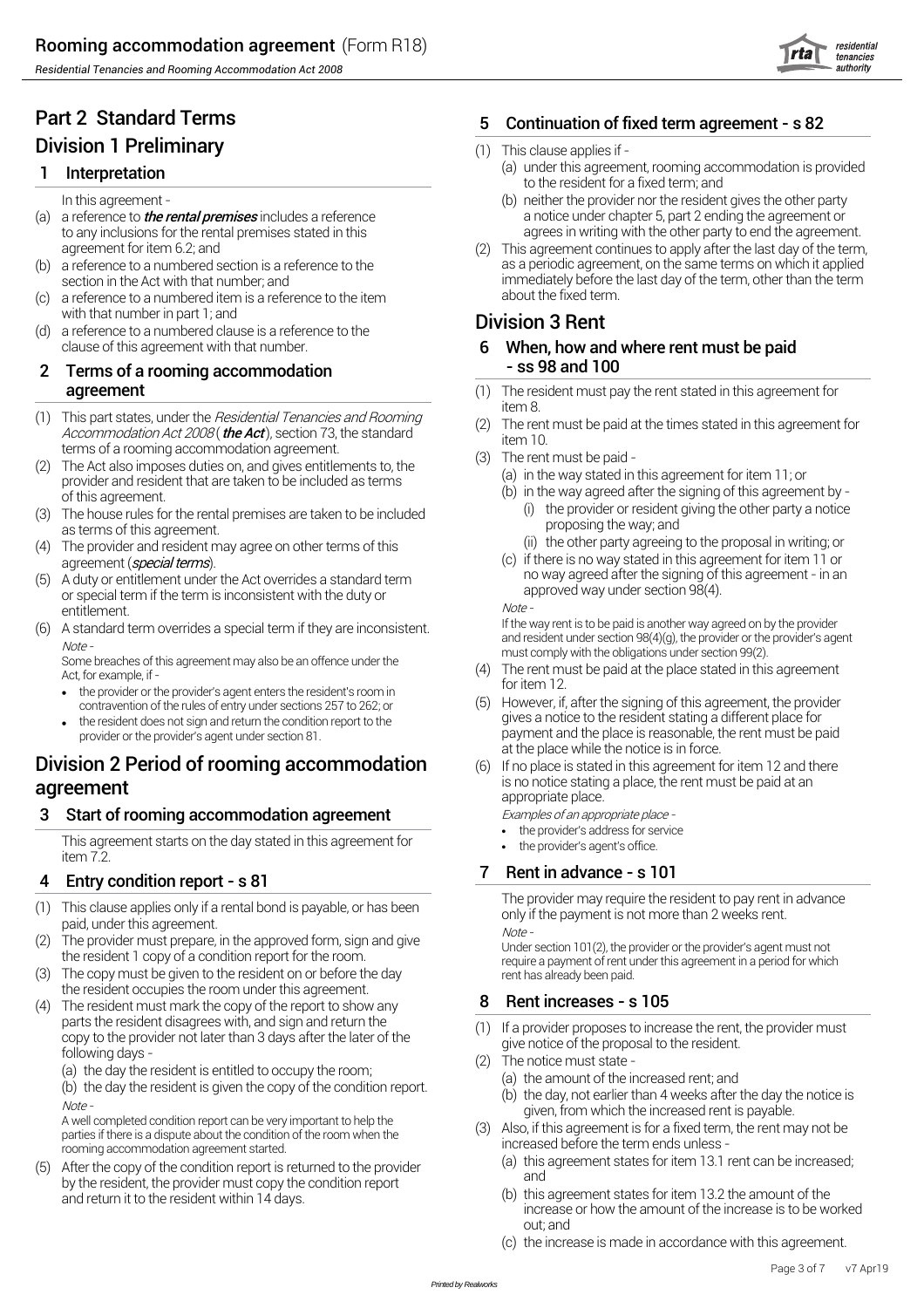# Part 2 Standard Terms

## Division 1 Preliminary

### 1 Interpretation

In this agreement -

(a) a reference to ***the rental premises*** includes a reference to any inclusions for the rental premises stated in this agreement for item 6.2; and

(b) a reference to a numbered section is a reference to the section in the Act with that number; and

(c) a reference to a numbered item is a reference to the item with that number in part 1; and

(d) a reference to a numbered clause is a reference to the clause of this agreement with that number.

### 2 Terms of a rooming accommodation agreement

(1) This part states, under the *Residential Tenancies and Rooming Accommodation Act 2008* (***the Act***), section 73, the standard terms of a rooming accommodation agreement.

(2) The Act also imposes duties on, and gives entitlements to, the provider and resident that are taken to be included as terms of this agreement.

(3) The house rules for the rental premises are taken to be included as terms of this agreement.

(4) The provider and resident may agree on other terms of this agreement (***special terms***).

(5) A duty or entitlement under the Act overrides a standard term or special term if the term is inconsistent with the duty or entitlement.

(6) A standard term overrides a special term if they are inconsistent.

*Note -*

Some breaches of this agreement may also be an offence under the Act, for example, if -

- the provider or the provider's agent enters the resident's room in contravention of the rules of entry under sections 257 to 262; or
- the resident does not sign and return the condition report to the provider or the provider's agent under section 81.

## Division 2 Period of rooming accommodation agreement

### 3 Start of rooming accommodation agreement

This agreement starts on the day stated in this agreement for item 7.2.

### 4 Entry condition report - s 81

(1) This clause applies only if a rental bond is payable, or has been paid, under this agreement.

(2) The provider must prepare, in the approved form, sign and give the resident 1 copy of a condition report for the room.

(3) The copy must be given to the resident on or before the day the resident occupies the room under this agreement.

(4) The resident must mark the copy of the report to show any parts the resident disagrees with, and sign and return the copy to the provider not later than 3 days after the later of the following days -

(a) the day the resident is entitled to occupy the room;

(b) the day the resident is given the copy of the condition report.

*Note -*

A well completed condition report can be very important to help the parties if there is a dispute about the condition of the room when the rooming accommodation agreement started.

(5) After the copy of the condition report is returned to the provider by the resident, the provider must copy the condition report and return it to the resident within 14 days.

### 5 Continuation of fixed term agreement - s 82

(1) This clause applies if -

(a) under this agreement, rooming accommodation is provided to the resident for a fixed term; and

(b) neither the provider nor the resident gives the other party a notice under chapter 5, part 2 ending the agreement or agrees in writing with the other party to end the agreement.

(2) This agreement continues to apply after the last day of the term, as a periodic agreement, on the same terms on which it applied immediately before the last day of the term, other than the term about the fixed term.

## Division 3 Rent

### 6 When, how and where rent must be paid - ss 98 and 100

(1) The resident must pay the rent stated in this agreement for item 8.

(2) The rent must be paid at the times stated in this agreement for item 10.

(3) The rent must be paid -

(a) in the way stated in this agreement for item 11; or

(b) in the way agreed after the signing of this agreement by -

(i) the provider or resident giving the other party a notice proposing the way; and

(ii) the other party agreeing to the proposal in writing; or

(c) if there is no way stated in this agreement for item 11 or no way agreed after the signing of this agreement - in an approved way under section 98(4).

*Note -*

If the way rent is to be paid is another way agreed on by the provider and resident under section 98(4)(g), the provider or the provider's agent must comply with the obligations under section 99(2).

(4) The rent must be paid at the place stated in this agreement for item 12.

(5) However, if, after the signing of this agreement, the provider gives a notice to the resident stating a different place for payment and the place is reasonable, the rent must be paid at the place while the notice is in force.

(6) If no place is stated in this agreement for item 12 and there is no notice stating a place, the rent must be paid at an appropriate place.

*Examples of an appropriate place -*

- the provider's address for service
- the provider's agent's office.

### 7 Rent in advance - s 101

The provider may require the resident to pay rent in advance only if the payment is not more than 2 weeks rent.

*Note -*

Under section 101(2), the provider or the provider's agent must not require a payment of rent under this agreement in a period for which rent has already been paid.

### 8 Rent increases - s 105

(1) If a provider proposes to increase the rent, the provider must give notice of the proposal to the resident.

(2) The notice must state -

(a) the amount of the increased rent; and

(b) the day, not earlier than 4 weeks after the day the notice is given, from which the increased rent is payable.

(3) Also, if this agreement is for a fixed term, the rent may not be increased before the term ends unless -

(a) this agreement states for item 13.1 rent can be increased; and

(b) this agreement states for item 13.2 the amount of the increase or how the amount of the increase is to be worked out; and

(c) the increase is made in accordance with this agreement.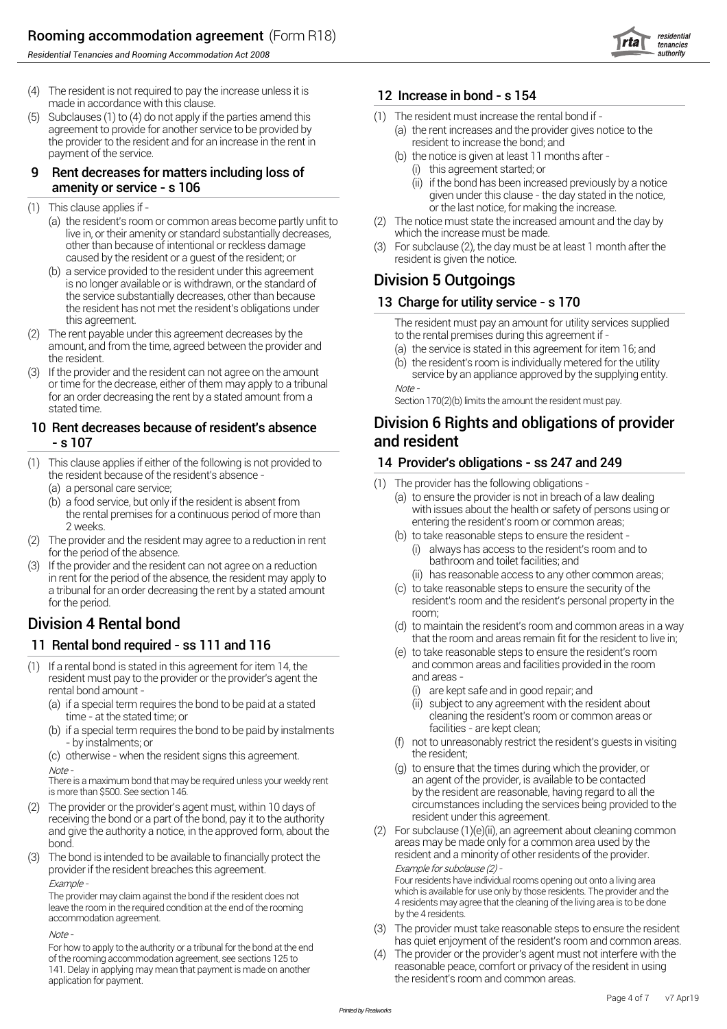(4) The resident is not required to pay the increase unless it is made in accordance with this clause.

(5) Subclauses (1) to (4) do not apply if the parties amend this agreement to provide for another service to be provided by the provider to the resident and for an increase in the rent in payment of the service.

## 9 Rent decreases for matters including loss of amenity or service - s 106

(1) This clause applies if -

(a) the resident's room or common areas become partly unfit to live in, or their amenity or standard substantially decreases, other than because of intentional or reckless damage caused by the resident or a guest of the resident; or

(b) a service provided to the resident under this agreement is no longer available or is withdrawn, or the standard of the service substantially decreases, other than because the resident has not met the resident's obligations under this agreement.

(2) The rent payable under this agreement decreases by the amount, and from the time, agreed between the provider and the resident.

(3) If the provider and the resident can not agree on the amount or time for the decrease, either of them may apply to a tribunal for an order decreasing the rent by a stated amount from a stated time.

## 10 Rent decreases because of resident's absence - s 107

(1) This clause applies if either of the following is not provided to the resident because of the resident's absence -

(a) a personal care service;

(b) a food service, but only if the resident is absent from the rental premises for a continuous period of more than 2 weeks.

(2) The provider and the resident may agree to a reduction in rent for the period of the absence.

(3) If the provider and the resident can not agree on a reduction in rent for the period of the absence, the resident may apply to a tribunal for an order decreasing the rent by a stated amount for the period.

# Division 4 Rental bond

## 11 Rental bond required - ss 111 and 116

(1) If a rental bond is stated in this agreement for item 14, the resident must pay to the provider or the provider's agent the rental bond amount -

(a) if a special term requires the bond to be paid at a stated time - at the stated time; or

(b) if a special term requires the bond to be paid by instalments - by instalments; or

(c) otherwise - when the resident signs this agreement.

*Note -*

There is a maximum bond that may be required unless your weekly rent is more than $500. See section 146.

(2) The provider or the provider's agent must, within 10 days of receiving the bond or a part of the bond, pay it to the authority and give the authority a notice, in the approved form, about the bond.

(3) The bond is intended to be available to financially protect the provider if the resident breaches this agreement.

*Example -*

The provider may claim against the bond if the resident does not leave the room in the required condition at the end of the rooming accommodation agreement.

*Note -*

For how to apply to the authority or a tribunal for the bond at the end of the rooming accommodation agreement, see sections 125 to 141. Delay in applying may mean that payment is made on another application for payment.

## 12 Increase in bond - s 154

(1) The resident must increase the rental bond if -

(a) the rent increases and the provider gives notice to the resident to increase the bond; and

(b) the notice is given at least 11 months after -

(i) this agreement started; or

(ii) if the bond has been increased previously by a notice given under this clause - the day stated in the notice, or the last notice, for making the increase.

(2) The notice must state the increased amount and the day by which the increase must be made.

(3) For subclause (2), the day must be at least 1 month after the resident is given the notice.

# Division 5 Outgoings

## 13 Charge for utility service - s 170

The resident must pay an amount for utility services supplied to the rental premises during this agreement if -

(a) the service is stated in this agreement for item 16; and

(b) the resident's room is individually metered for the utility service by an appliance approved by the supplying entity.

*Note -*

Section 170(2)(b) limits the amount the resident must pay.

# Division 6 Rights and obligations of provider and resident

## 14 Provider's obligations - ss 247 and 249

(1) The provider has the following obligations -

(a) to ensure the provider is not in breach of a law dealing with issues about the health or safety of persons using or entering the resident's room or common areas;

(b) to take reasonable steps to ensure the resident -

(i) always has access to the resident's room and to bathroom and toilet facilities; and

(ii) has reasonable access to any other common areas;

(c) to take reasonable steps to ensure the security of the resident's room and the resident's personal property in the room;

(d) to maintain the resident's room and common areas in a way that the room and areas remain fit for the resident to live in;

(e) to take reasonable steps to ensure the resident's room and common areas and facilities provided in the room and areas -

(i) are kept safe and in good repair; and

(ii) subject to any agreement with the resident about cleaning the resident's room or common areas or facilities - are kept clean;

(f) not to unreasonably restrict the resident's guests in visiting the resident;

(g) to ensure that the times during which the provider, or an agent of the provider, is available to be contacted by the resident are reasonable, having regard to all the circumstances including the services being provided to the resident under this agreement.

(2) For subclause (1)(e)(ii), an agreement about cleaning common areas may be made only for a common area used by the resident and a minority of other residents of the provider.

*Example for subclause (2) -*

Four residents have individual rooms opening out onto a living area which is available for use only by those residents. The provider and the 4 residents may agree that the cleaning of the living area is to be done by the 4 residents.

(3) The provider must take reasonable steps to ensure the resident has quiet enjoyment of the resident's room and common areas.

(4) The provider or the provider's agent must not interfere with the reasonable peace, comfort or privacy of the resident in using the resident's room and common areas.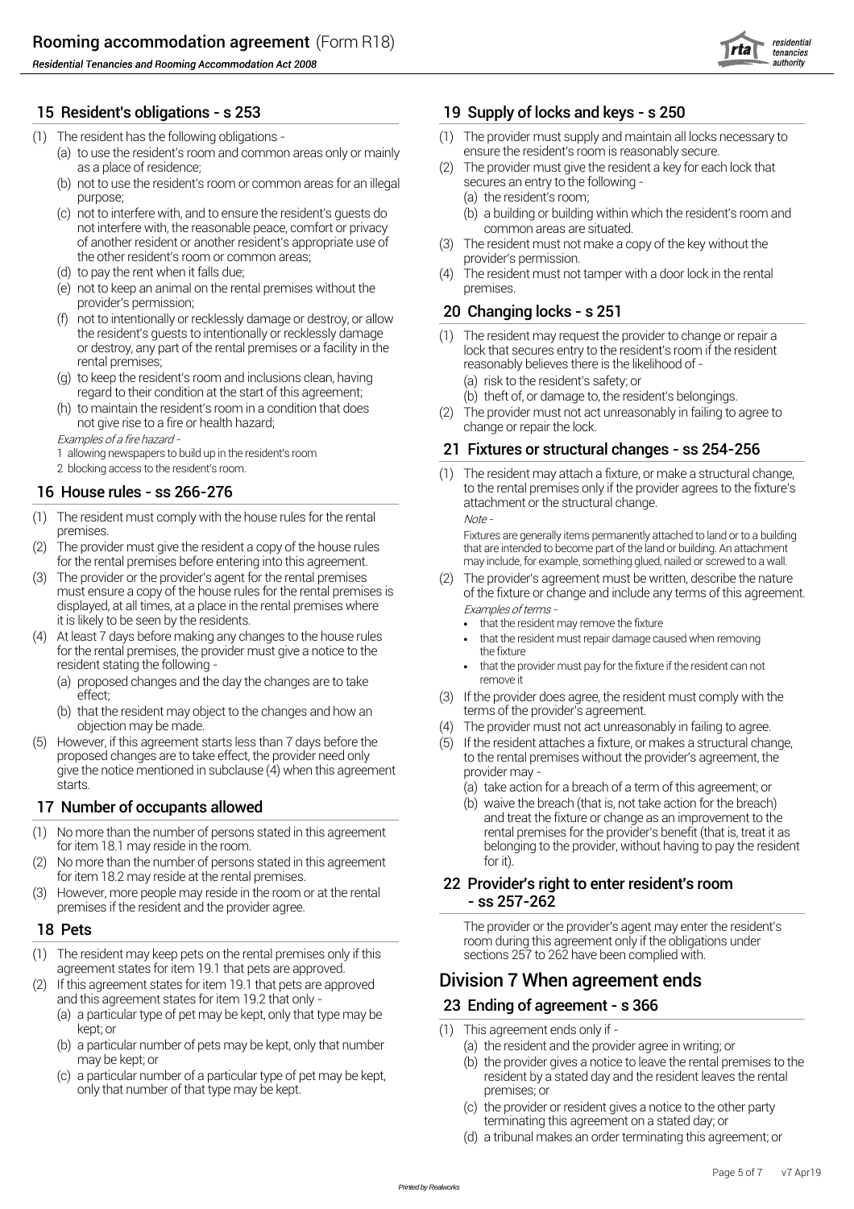## 15 Resident's obligations - s 253

(1) The resident has the following obligations -
   (a) to use the resident's room and common areas only or mainly as a place of residence;
   (b) not to use the resident's room or common areas for an illegal purpose;
   (c) not to interfere with, and to ensure the resident's guests do not interfere with, the reasonable peace, comfort or privacy of another resident or another resident's appropriate use of the other resident's room or common areas;
   (d) to pay the rent when it falls due;
   (e) not to keep an animal on the rental premises without the provider's permission;
   (f) not to intentionally or recklessly damage or destroy, or allow the resident's guests to intentionally or recklessly damage or destroy, any part of the rental premises or a facility in the rental premises;
   (g) to keep the resident's room and inclusions clean, having regard to their condition at the start of this agreement;
   (h) to maintain the resident's room in a condition that does not give rise to a fire or health hazard;

   *Examples of a fire hazard -*
   1 allowing newspapers to build up in the resident's room
   2 blocking access to the resident's room.

## 16 House rules - ss 266-276

(1) The resident must comply with the house rules for the rental premises.
(2) The provider must give the resident a copy of the house rules for the rental premises before entering into this agreement.
(3) The provider or the provider's agent for the rental premises must ensure a copy of the house rules for the rental premises is displayed, at all times, at a place in the rental premises where it is likely to be seen by the residents.
(4) At least 7 days before making any changes to the house rules for the rental premises, the provider must give a notice to the resident stating the following -
   (a) proposed changes and the day the changes are to take effect;
   (b) that the resident may object to the changes and how an objection may be made.
(5) However, if this agreement starts less than 7 days before the proposed changes are to take effect, the provider need only give the notice mentioned in subclause (4) when this agreement starts.

## 17 Number of occupants allowed

(1) No more than the number of persons stated in this agreement for item 18.1 may reside in the room.
(2) No more than the number of persons stated in this agreement for item 18.2 may reside at the rental premises.
(3) However, more people may reside in the room or at the rental premises if the resident and the provider agree.

## 18 Pets

(1) The resident may keep pets on the rental premises only if this agreement states for item 19.1 that pets are approved.
(2) If this agreement states for item 19.1 that pets are approved and this agreement states for item 19.2 that only -
   (a) a particular type of pet may be kept, only that type may be kept; or
   (b) a particular number of pets may be kept, only that number may be kept; or
   (c) a particular number of a particular type of pet may be kept, only that number of that type may be kept.

## 19 Supply of locks and keys - s 250

(1) The provider must supply and maintain all locks necessary to ensure the resident's room is reasonably secure.
(2) The provider must give the resident a key for each lock that secures an entry to the following -
   (a) the resident's room;
   (b) a building or building within which the resident's room and common areas are situated.
(3) The resident must not make a copy of the key without the provider's permission.
(4) The resident must not tamper with a door lock in the rental premises.

## 20 Changing locks - s 251

(1) The resident may request the provider to change or repair a lock that secures entry to the resident's room if the resident reasonably believes there is the likelihood of -
   (a) risk to the resident's safety; or
   (b) theft of, or damage to, the resident's belongings.
(2) The provider must not act unreasonably in failing to agree to change or repair the lock.

## 21 Fixtures or structural changes - ss 254-256

(1) The resident may attach a fixture, or make a structural change, to the rental premises only if the provider agrees to the fixture's attachment or the structural change.

   *Note -*

   Fixtures are generally items permanently attached to land or to a building that are intended to become part of the land or building. An attachment may include, for example, something glued, nailed or screwed to a wall.

(2) The provider's agreement must be written, describe the nature of the fixture or change and include any terms of this agreement.

   *Examples of terms -*
   - that the resident may remove the fixture
   - that the resident must repair damage caused when removing the fixture
   - that the provider must pay for the fixture if the resident can not remove it

(3) If the provider does agree, the resident must comply with the terms of the provider's agreement.
(4) The provider must not act unreasonably in failing to agree.
(5) If the resident attaches a fixture, or makes a structural change, to the rental premises without the provider's agreement, the provider may -
   (a) take action for a breach of a term of this agreement; or
   (b) waive the breach (that is, not take action for the breach) and treat the fixture or change as an improvement to the rental premises for the provider's benefit (that is, treat it as belonging to the provider, without having to pay the resident for it).

## 22 Provider's right to enter resident's room - ss 257-262

The provider or the provider's agent may enter the resident's room during this agreement only if the obligations under sections 257 to 262 have been complied with.

# Division 7 When agreement ends

## 23 Ending of agreement - s 366

(1) This agreement ends only if -
   (a) the resident and the provider agree in writing; or
   (b) the provider gives a notice to leave the rental premises to the resident by a stated day and the resident leaves the rental premises; or
   (c) the provider or resident gives a notice to the other party terminating this agreement on a stated day; or
   (d) a tribunal makes an order terminating this agreement; or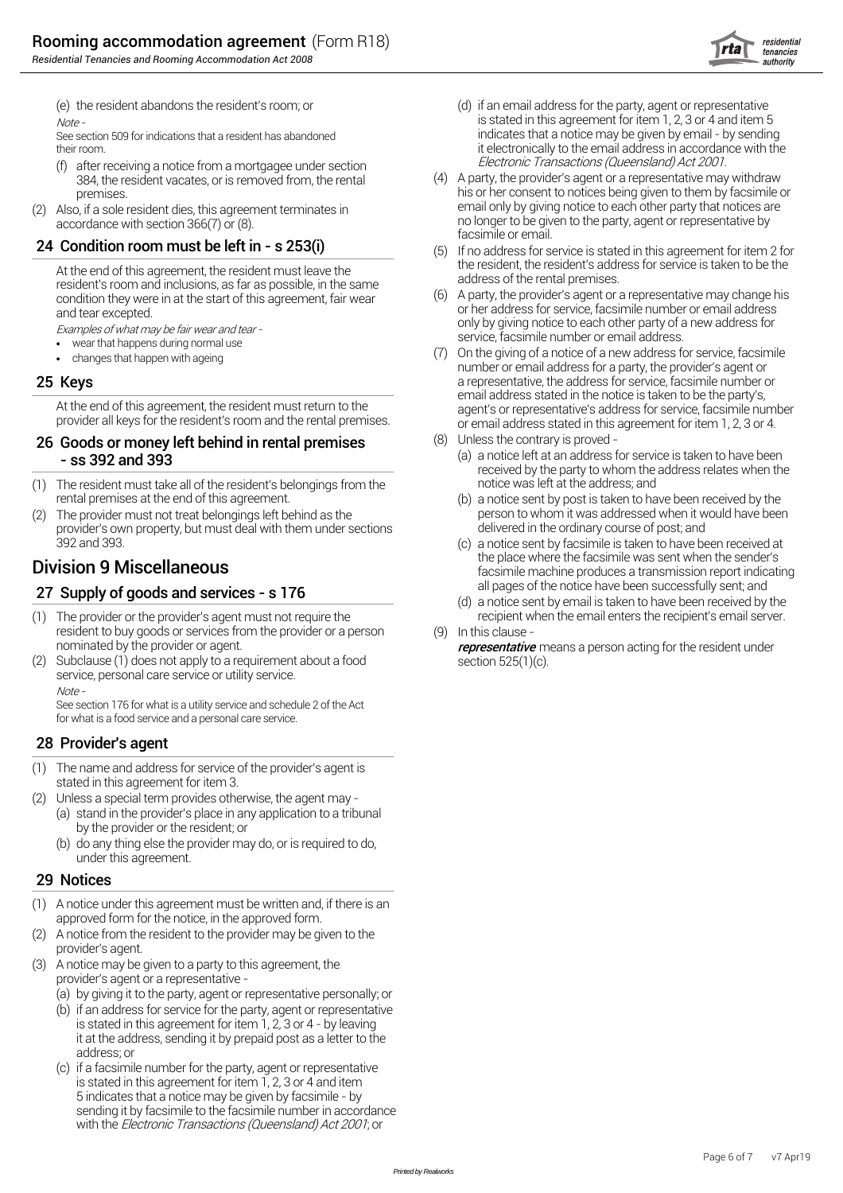(e) the resident abandons the resident's room; or

*Note -*

See section 509 for indications that a resident has abandoned their room.

(f) after receiving a notice from a mortgagee under section 384, the resident vacates, or is removed from, the rental premises.

(2) Also, if a sole resident dies, this agreement terminates in accordance with section 366(7) or (8).

## 24 Condition room must be left in - s 253(i)

At the end of this agreement, the resident must leave the resident's room and inclusions, as far as possible, in the same condition they were in at the start of this agreement, fair wear and tear excepted.

*Examples of what may be fair wear and tear -*

- wear that happens during normal use
- changes that happen with ageing

## 25 Keys

At the end of this agreement, the resident must return to the provider all keys for the resident's room and the rental premises.

## 26 Goods or money left behind in rental premises - ss 392 and 393

(1) The resident must take all of the resident's belongings from the rental premises at the end of this agreement.

(2) The provider must not treat belongings left behind as the provider's own property, but must deal with them under sections 392 and 393.

# Division 9 Miscellaneous

## 27 Supply of goods and services - s 176

(1) The provider or the provider's agent must not require the resident to buy goods or services from the provider or a person nominated by the provider or agent.

(2) Subclause (1) does not apply to a requirement about a food service, personal care service or utility service.

*Note -*

See section 176 for what is a utility service and schedule 2 of the Act for what is a food service and a personal care service.

## 28 Provider's agent

(1) The name and address for service of the provider's agent is stated in this agreement for item 3.

(2) Unless a special term provides otherwise, the agent may -
   (a) stand in the provider's place in any application to a tribunal by the provider or the resident; or
   (b) do any thing else the provider may do, or is required to do, under this agreement.

## 29 Notices

(1) A notice under this agreement must be written and, if there is an approved form for the notice, in the approved form.

(2) A notice from the resident to the provider may be given to the provider's agent.

(3) A notice may be given to a party to this agreement, the provider's agent or a representative -
   (a) by giving it to the party, agent or representative personally; or
   (b) if an address for service for the party, agent or representative is stated in this agreement for item 1, 2, 3 or 4 - by leaving it at the address, sending it by prepaid post as a letter to the address; or
   (c) if a facsimile number for the party, agent or representative is stated in this agreement for item 1, 2, 3 or 4 and item 5 indicates that a notice may be given by facsimile - by sending it by facsimile to the facsimile number in accordance with the *Electronic Transactions (Queensland) Act 2001*; or
   (d) if an email address for the party, agent or representative is stated in this agreement for item 1, 2, 3 or 4 and item 5 indicates that a notice may be given by email - by sending it electronically to the email address in accordance with the *Electronic Transactions (Queensland) Act 2001.*

(4) A party, the provider's agent or a representative may withdraw his or her consent to notices being given to them by facsimile or email only by giving notice to each other party that notices are no longer to be given to the party, agent or representative by facsimile or email.

(5) If no address for service is stated in this agreement for item 2 for the resident, the resident's address for service is taken to be the address of the rental premises.

(6) A party, the provider's agent or a representative may change his or her address for service, facsimile number or email address only by giving notice to each other party of a new address for service, facsimile number or email address.

(7) On the giving of a notice of a new address for service, facsimile number or email address for a party, the provider's agent or a representative, the address for service, facsimile number or email address stated in the notice is taken to be the party's, agent's or representative's address for service, facsimile number or email address stated in this agreement for item 1, 2, 3 or 4.

(8) Unless the contrary is proved -
   (a) a notice left at an address for service is taken to have been received by the party to whom the address relates when the notice was left at the address; and
   (b) a notice sent by post is taken to have been received by the person to whom it was addressed when it would have been delivered in the ordinary course of post; and
   (c) a notice sent by facsimile is taken to have been received at the place where the facsimile was sent when the sender's facsimile machine produces a transmission report indicating all pages of the notice have been successfully sent; and
   (d) a notice sent by email is taken to have been received by the recipient when the email enters the recipient's email server.

(9) In this clause -

***representative*** means a person acting for the resident under section 525(1)(c).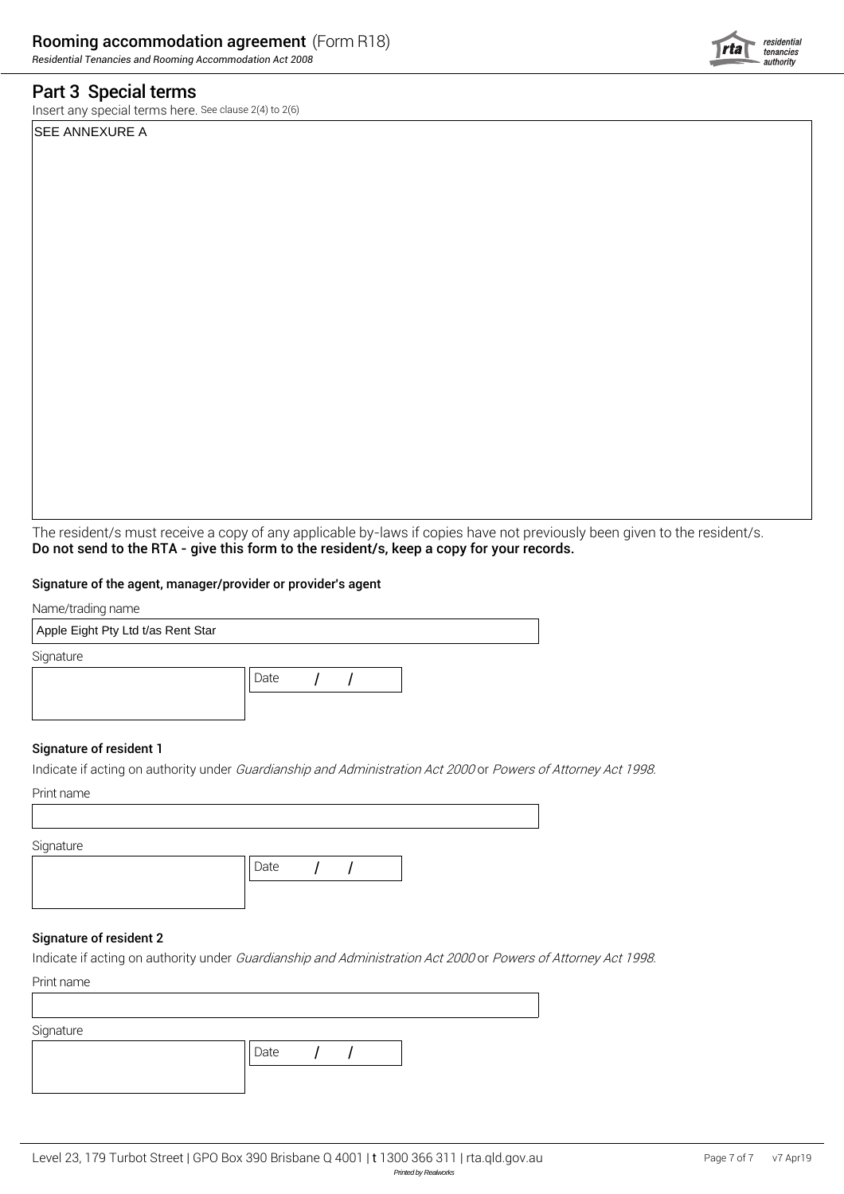# Rooming accommodation agreement (Form R18)

*Residential Tenancies and Rooming Accommodation Act 2008*

## Part 3 Special terms

Insert any special terms here. See clause 2(4) to 2(6)

SEE ANNEXURE A

The resident/s must receive a copy of any applicable by-laws if copies have not previously been given to the resident/s.

**Do not send to the RTA - give this form to the resident/s, keep a copy for your records.**

### Signature of the agent, manager/provider or provider's agent

Name/trading name

Apple Eight Pty Ltd t/as Rent Star

Signature

Date / /

### Signature of resident 1

Indicate if acting on authority under *Guardianship and Administration Act 2000* or *Powers of Attorney Act 1998*.

Print name

Signature

Date / /

### Signature of resident 2

Indicate if acting on authority under *Guardianship and Administration Act 2000* or *Powers of Attorney Act 1998*.

Print name

Signature

Date / /

Level 23, 179 Turbot Street | GPO Box 390 Brisbane Q 4001 | t 1300 366 311 | rta.qld.gov.au